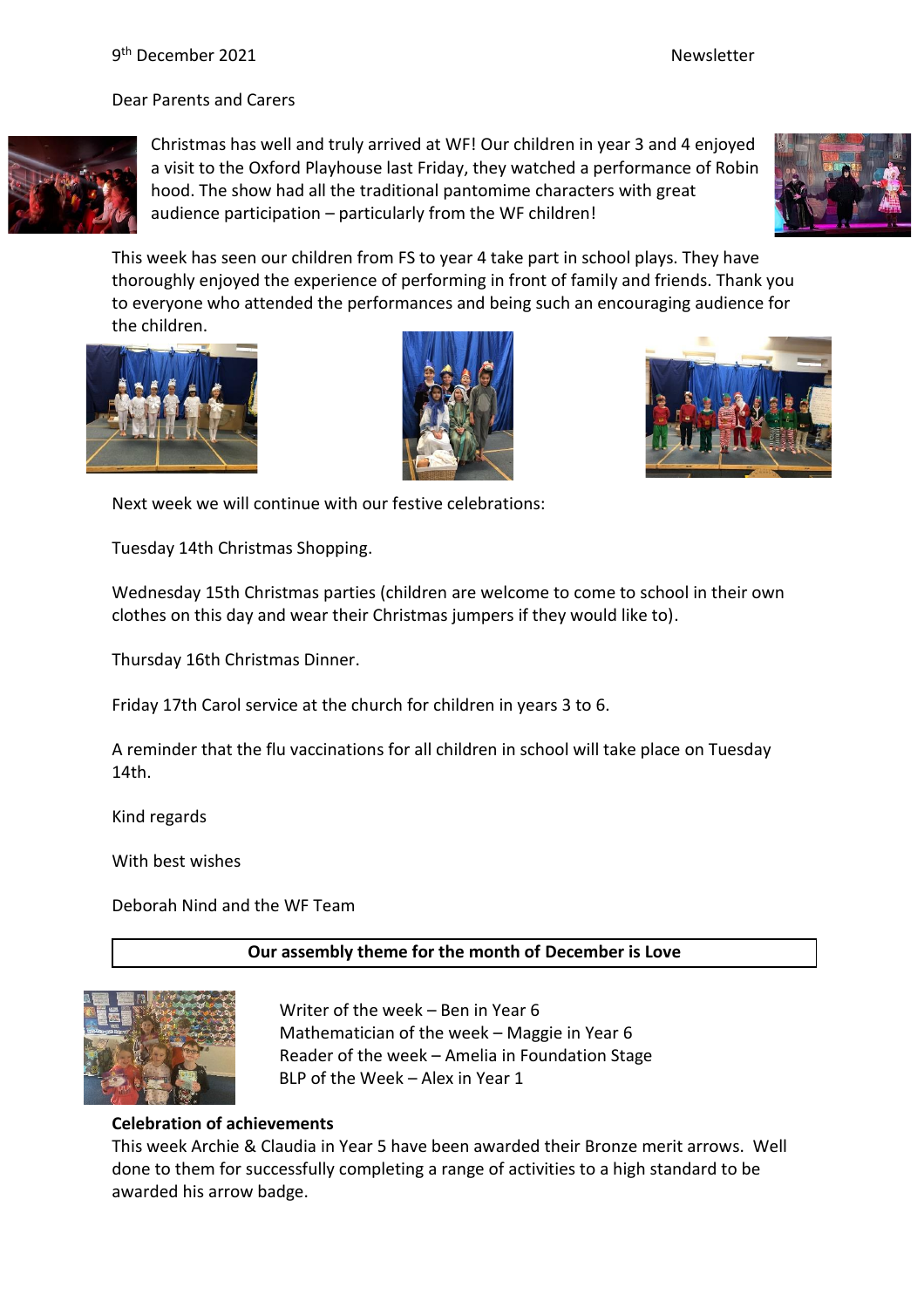9th December 2021 Newsletter

Dear Parents and Carers

Christmas has well and truly arrived at WF! Our children in year 3 and 4 enjoyed a visit to the Oxford Playhouse last Friday, they watched a performance of Robin hood. The show had all the traditional pantomime characters with great audience participation – particularly from the WF children!

This week has seen our children from FS to year 4 take part in school plays. They have thoroughly enjoyed the experience of performing in front of family and friends. Thank you to everyone who attended the performances and being such an encouraging audience for the children.

Next week we will continue with our festive celebrations:

Tuesday 14th Christmas Shopping.

Wednesday 15th Christmas parties (children are welcome to come to school in their own clothes on this day and wear their Christmas jumpers if they would like to).

Thursday 16th Christmas Dinner.

Friday 17th Carol service at the church for children in years 3 to 6.

A reminder that the flu vaccinations for all children in school will take place on Tuesday 14th.

Kind regards

With best wishes

Deborah Nind and the WF Team

**Our assembly theme for the month of December is Love**

Writer of the week – Ben in Year 6
Mathematician of the week – Maggie in Year 6
Reader of the week – Amelia in Foundation Stage
BLP of the Week – Alex in Year 1

**Celebration of achievements**

This week Archie & Claudia in Year 5 have been awarded their Bronze merit arrows. Well done to them for successfully completing a range of activities to a high standard to be awarded his arrow badge.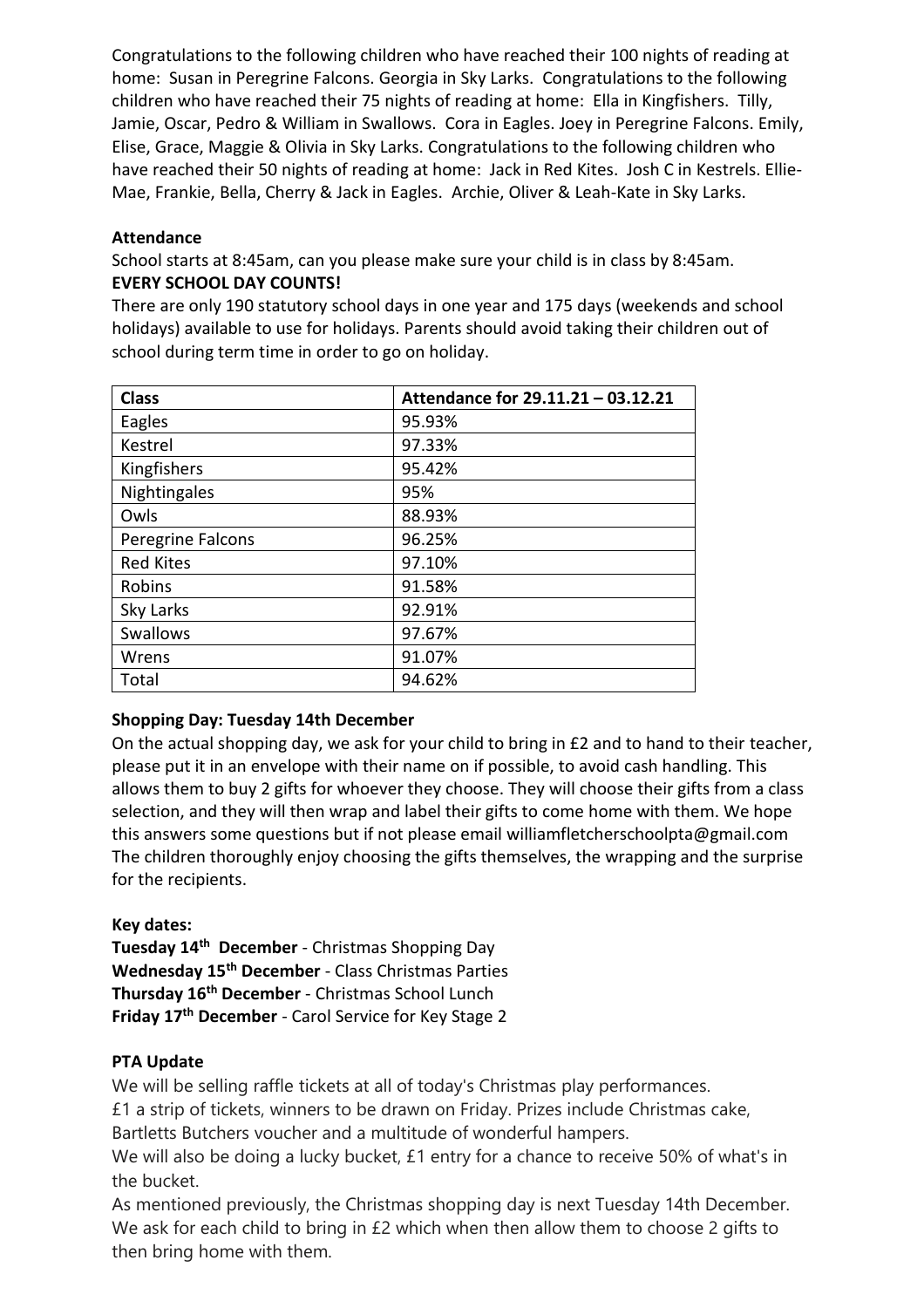Congratulations to the following children who have reached their 100 nights of reading at home: Susan in Peregrine Falcons. Georgia in Sky Larks. Congratulations to the following children who have reached their 75 nights of reading at home: Ella in Kingfishers. Tilly, Jamie, Oscar, Pedro & William in Swallows. Cora in Eagles. Joey in Peregrine Falcons. Emily, Elise, Grace, Maggie & Olivia in Sky Larks. Congratulations to the following children who have reached their 50 nights of reading at home: Jack in Red Kites. Josh C in Kestrels. Ellie-Mae, Frankie, Bella, Cherry & Jack in Eagles. Archie, Oliver & Leah-Kate in Sky Larks.

**Attendance**

School starts at 8:45am, can you please make sure your child is in class by 8:45am.
**EVERY SCHOOL DAY COUNTS!**

There are only 190 statutory school days in one year and 175 days (weekends and school holidays) available to use for holidays. Parents should avoid taking their children out of school during term time in order to go on holiday.

| Class | Attendance for 29.11.21 – 03.12.21 |
|---|---|
| Eagles | 95.93% |
| Kestrel | 97.33% |
| Kingfishers | 95.42% |
| Nightingales | 95% |
| Owls | 88.93% |
| Peregrine Falcons | 96.25% |
| Red Kites | 97.10% |
| Robins | 91.58% |
| Sky Larks | 92.91% |
| Swallows | 97.67% |
| Wrens | 91.07% |
| Total | 94.62% |

**Shopping Day: Tuesday 14th December**

On the actual shopping day, we ask for your child to bring in £2 and to hand to their teacher, please put it in an envelope with their name on if possible, to avoid cash handling. This allows them to buy 2 gifts for whoever they choose. They will choose their gifts from a class selection, and they will then wrap and label their gifts to come home with them. We hope this answers some questions but if not please email williamfletcherschoolpta@gmail.com The children thoroughly enjoy choosing the gifts themselves, the wrapping and the surprise for the recipients.

**Key dates:**

**Tuesday 14th December** - Christmas Shopping Day
**Wednesday 15th December** - Class Christmas Parties
**Thursday 16th December** - Christmas School Lunch
**Friday 17th December** - Carol Service for Key Stage 2

**PTA Update**

We will be selling raffle tickets at all of today's Christmas play performances.
£1 a strip of tickets, winners to be drawn on Friday. Prizes include Christmas cake, Bartletts Butchers voucher and a multitude of wonderful hampers.
We will also be doing a lucky bucket, £1 entry for a chance to receive 50% of what's in the bucket.
As mentioned previously, the Christmas shopping day is next Tuesday 14th December. We ask for each child to bring in £2 which when then allow them to choose 2 gifts to then bring home with them.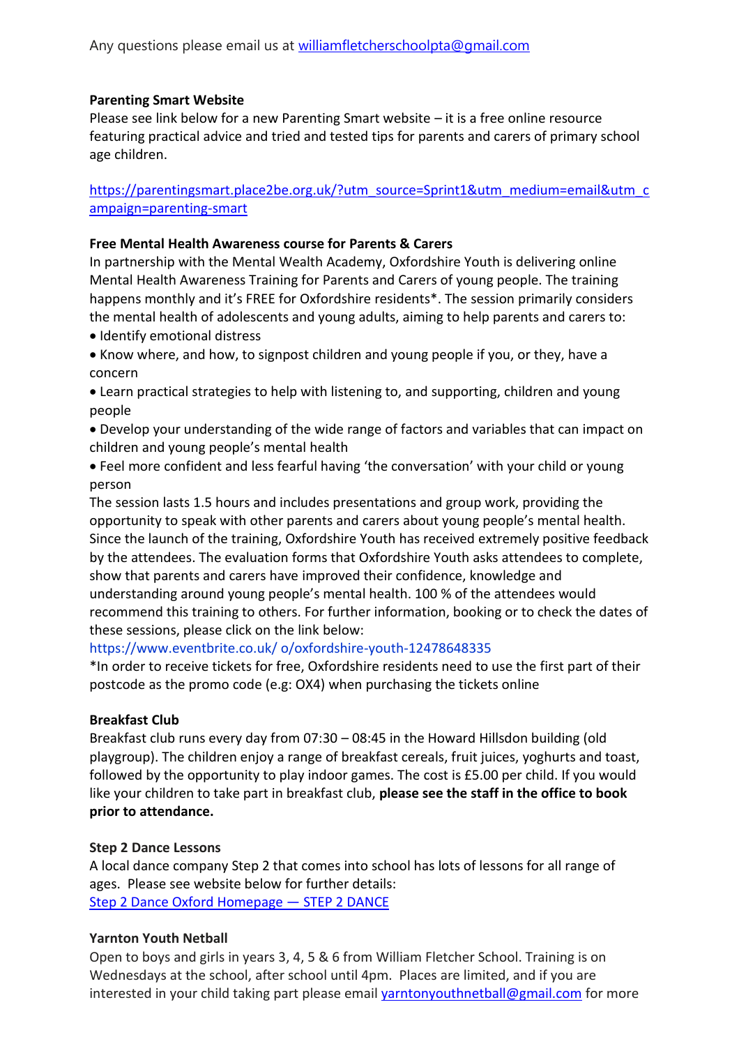Any questions please email us at [williamfletcherschoolpta@gmail.com](mailto:williamfletcherschoolpta@gmail.com)

**Parenting Smart Website**

Please see link below for a new Parenting Smart website – it is a free online resource featuring practical advice and tried and tested tips for parents and carers of primary school age children.

[https://parentingsmart.place2be.org.uk/?utm_source=Sprint1&utm_medium=email&utm_campaign=parenting-smart](https://parentingsmart.place2be.org.uk/?utm_source=Sprint1&utm_medium=email&utm_campaign=parenting-smart)

**Free Mental Health Awareness course for Parents & Carers**

In partnership with the Mental Wealth Academy, Oxfordshire Youth is delivering online Mental Health Awareness Training for Parents and Carers of young people. The training happens monthly and it's FREE for Oxfordshire residents*. The session primarily considers the mental health of adolescents and young adults, aiming to help parents and carers to:

- Identify emotional distress
- Know where, and how, to signpost children and young people if you, or they, have a concern
- Learn practical strategies to help with listening to, and supporting, children and young people
- Develop your understanding of the wide range of factors and variables that can impact on children and young people's mental health
- Feel more confident and less fearful having 'the conversation' with your child or young person

The session lasts 1.5 hours and includes presentations and group work, providing the opportunity to speak with other parents and carers about young people's mental health. Since the launch of the training, Oxfordshire Youth has received extremely positive feedback by the attendees. The evaluation forms that Oxfordshire Youth asks attendees to complete, show that parents and carers have improved their confidence, knowledge and understanding around young people's mental health. 100 % of the attendees would recommend this training to others. For further information, booking or to check the dates of these sessions, please click on the link below:

https://www.eventbrite.co.uk/ o/oxfordshire-youth-12478648335

*In order to receive tickets for free, Oxfordshire residents need to use the first part of their postcode as the promo code (e.g: OX4) when purchasing the tickets online

**Breakfast Club**

Breakfast club runs every day from 07:30 – 08:45 in the Howard Hillsdon building (old playgroup). The children enjoy a range of breakfast cereals, fruit juices, yoghurts and toast, followed by the opportunity to play indoor games. The cost is £5.00 per child. If you would like your children to take part in breakfast club, **please see the staff in the office to book prior to attendance.**

**Step 2 Dance Lessons**

A local dance company Step 2 that comes into school has lots of lessons for all range of ages. Please see website below for further details:

Step 2 Dance Oxford Homepage — STEP 2 DANCE

**Yarnton Youth Netball**

Open to boys and girls in years 3, 4, 5 & 6 from William Fletcher School. Training is on Wednesdays at the school, after school until 4pm. Places are limited, and if you are interested in your child taking part please email [yarntonyouthnetball@gmail.com](mailto:yarntonyouthnetball@gmail.com) for more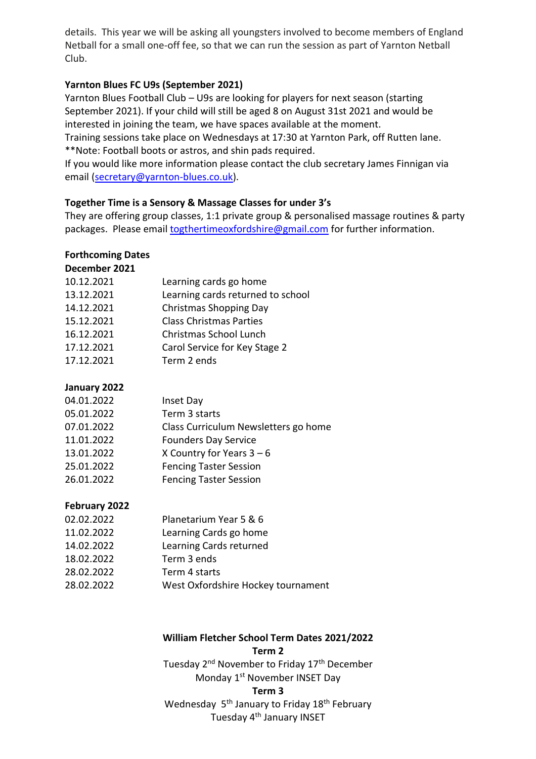details. This year we will be asking all youngsters involved to become members of England Netball for a small one-off fee, so that we can run the session as part of Yarnton Netball Club.

**Yarnton Blues FC U9s (September 2021)**

Yarnton Blues Football Club – U9s are looking for players for next season (starting September 2021). If your child will still be aged 8 on August 31st 2021 and would be interested in joining the team, we have spaces available at the moment.
Training sessions take place on Wednesdays at 17:30 at Yarnton Park, off Rutten lane.
**Note: Football boots or astros, and shin pads required.
If you would like more information please contact the club secretary James Finnigan via email (secretary@yarnton-blues.co.uk).

**Together Time is a Sensory & Massage Classes for under 3's**

They are offering group classes, 1:1 private group & personalised massage routines & party packages. Please email togthertimeoxfordshire@gmail.com for further information.

**Forthcoming Dates**

**December 2021**

| | |
|---|---|
| 10.12.2021 | Learning cards go home |
| 13.12.2021 | Learning cards returned to school |
| 14.12.2021 | Christmas Shopping Day |
| 15.12.2021 | Class Christmas Parties |
| 16.12.2021 | Christmas School Lunch |
| 17.12.2021 | Carol Service for Key Stage 2 |
| 17.12.2021 | Term 2 ends |

**January 2022**

| | |
|---|---|
| 04.01.2022 | Inset Day |
| 05.01.2022 | Term 3 starts |
| 07.01.2022 | Class Curriculum Newsletters go home |
| 11.01.2022 | Founders Day Service |
| 13.01.2022 | X Country for Years 3 – 6 |
| 25.01.2022 | Fencing Taster Session |
| 26.01.2022 | Fencing Taster Session |

**February 2022**

| | |
|---|---|
| 02.02.2022 | Planetarium Year 5 & 6 |
| 11.02.2022 | Learning Cards go home |
| 14.02.2022 | Learning Cards returned |
| 18.02.2022 | Term 3 ends |
| 28.02.2022 | Term 4 starts |
| 28.02.2022 | West Oxfordshire Hockey tournament |

**William Fletcher School Term Dates 2021/2022**

**Term 2**

Tuesday 2nd November to Friday 17th December
Monday 1st November INSET Day

**Term 3**

Wednesday 5th January to Friday 18th February
Tuesday 4th January INSET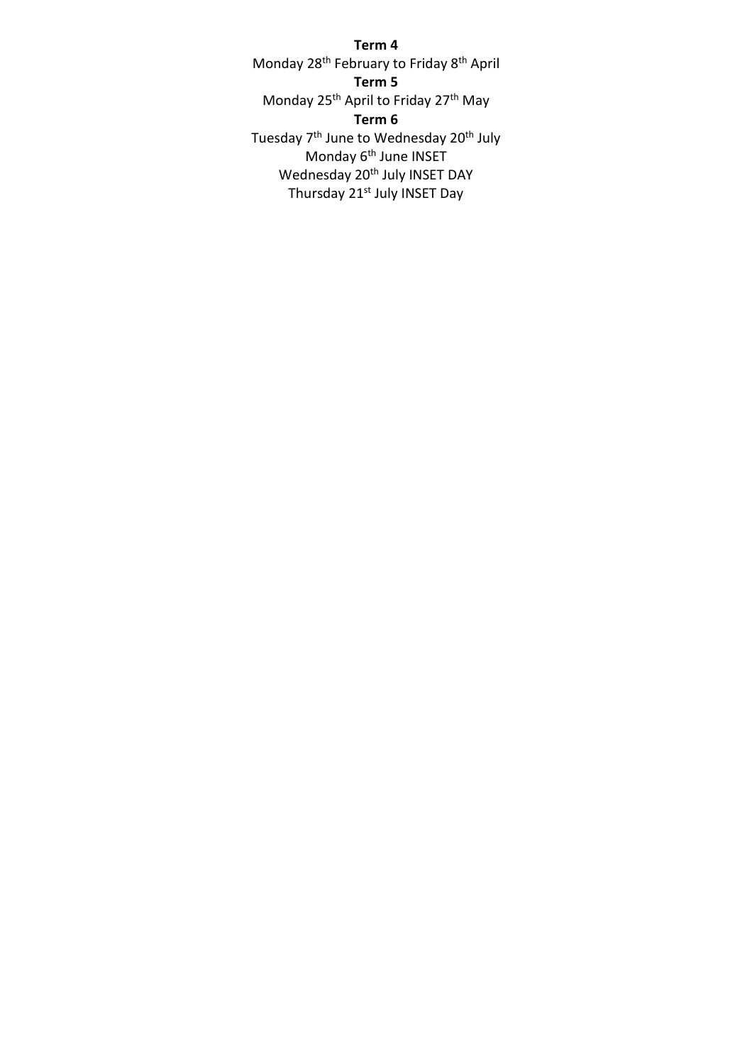**Term 4**

Monday 28th February to Friday 8th April

**Term 5**

Monday 25th April to Friday 27th May

**Term 6**

Tuesday 7th June to Wednesday 20th July

Monday 6th June INSET

Wednesday 20th July INSET DAY

Thursday 21st July INSET Day